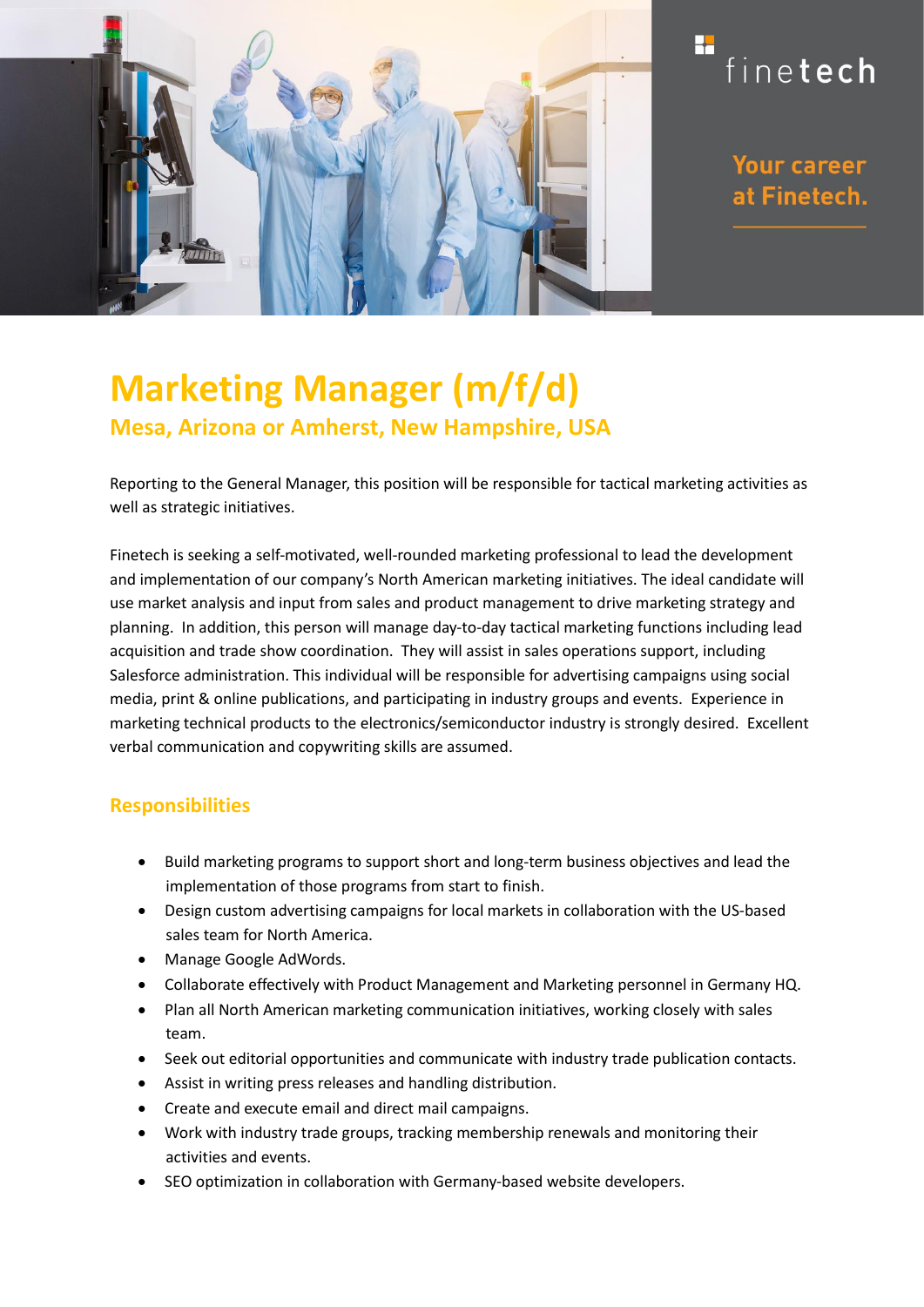finetech

Your career at Finetech.

# Marketing Manager (m/f/d)

## Mesa, Arizona or Amherst, New Hampshire, USA

Reporting to the General Manager, this position will be responsible for tactical marketing activities as well as strategic initiatives.

Finetech is seeking a self-motivated, well-rounded marketing professional to lead the development and implementation of our company's North American marketing initiatives. The ideal candidate will use market analysis and input from sales and product management to drive marketing strategy and planning. In addition, this person will manage day-to-day tactical marketing functions including lead acquisition and trade show coordination. They will assist in sales operations support, including Salesforce administration. This individual will be responsible for advertising campaigns using social media, print & online publications, and participating in industry groups and events. Experience in marketing technical products to the electronics/semiconductor industry is strongly desired. Excellent verbal communication and copywriting skills are assumed.

### Responsibilities

- Build marketing programs to support short and long-term business objectives and lead the implementation of those programs from start to finish.
- Design custom advertising campaigns for local markets in collaboration with the US-based sales team for North America.
- Manage Google AdWords.
- Collaborate effectively with Product Management and Marketing personnel in Germany HQ.
- Plan all North American marketing communication initiatives, working closely with sales team.
- Seek out editorial opportunities and communicate with industry trade publication contacts.
- Assist in writing press releases and handling distribution.
- Create and execute email and direct mail campaigns.
- Work with industry trade groups, tracking membership renewals and monitoring their activities and events.
- SEO optimization in collaboration with Germany-based website developers.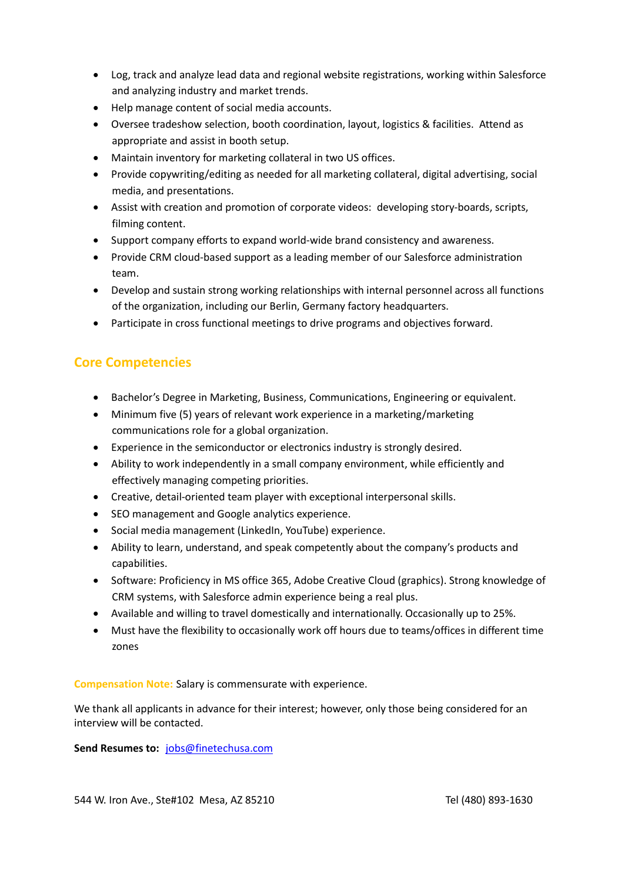- Log, track and analyze lead data and regional website registrations, working within Salesforce and analyzing industry and market trends.
- Help manage content of social media accounts.
- Oversee tradeshow selection, booth coordination, layout, logistics & facilities. Attend as appropriate and assist in booth setup.
- Maintain inventory for marketing collateral in two US offices.
- Provide copywriting/editing as needed for all marketing collateral, digital advertising, social media, and presentations.
- Assist with creation and promotion of corporate videos: developing story-boards, scripts, filming content.
- Support company efforts to expand world-wide brand consistency and awareness.
- Provide CRM cloud-based support as a leading member of our Salesforce administration team.
- Develop and sustain strong working relationships with internal personnel across all functions of the organization, including our Berlin, Germany factory headquarters.
- Participate in cross functional meetings to drive programs and objectives forward.

## Core Competencies

- Bachelor's Degree in Marketing, Business, Communications, Engineering or equivalent.
- Minimum five (5) years of relevant work experience in a marketing/marketing communications role for a global organization.
- Experience in the semiconductor or electronics industry is strongly desired.
- Ability to work independently in a small company environment, while efficiently and effectively managing competing priorities.
- Creative, detail-oriented team player with exceptional interpersonal skills.
- SEO management and Google analytics experience.
- Social media management (LinkedIn, YouTube) experience.
- Ability to learn, understand, and speak competently about the company's products and capabilities.
- Software: Proficiency in MS office 365, Adobe Creative Cloud (graphics). Strong knowledge of CRM systems, with Salesforce admin experience being a real plus.
- Available and willing to travel domestically and internationally. Occasionally up to 25%.
- Must have the flexibility to occasionally work off hours due to teams/offices in different time zones

**Compensation Note:** Salary is commensurate with experience.

We thank all applicants in advance for their interest; however, only those being considered for an interview will be contacted.

**Send Resumes to:** jobs@finetechusa.com

544 W. Iron Ave., Ste#102 Mesa, AZ 85210 Tel (480) 893-1630